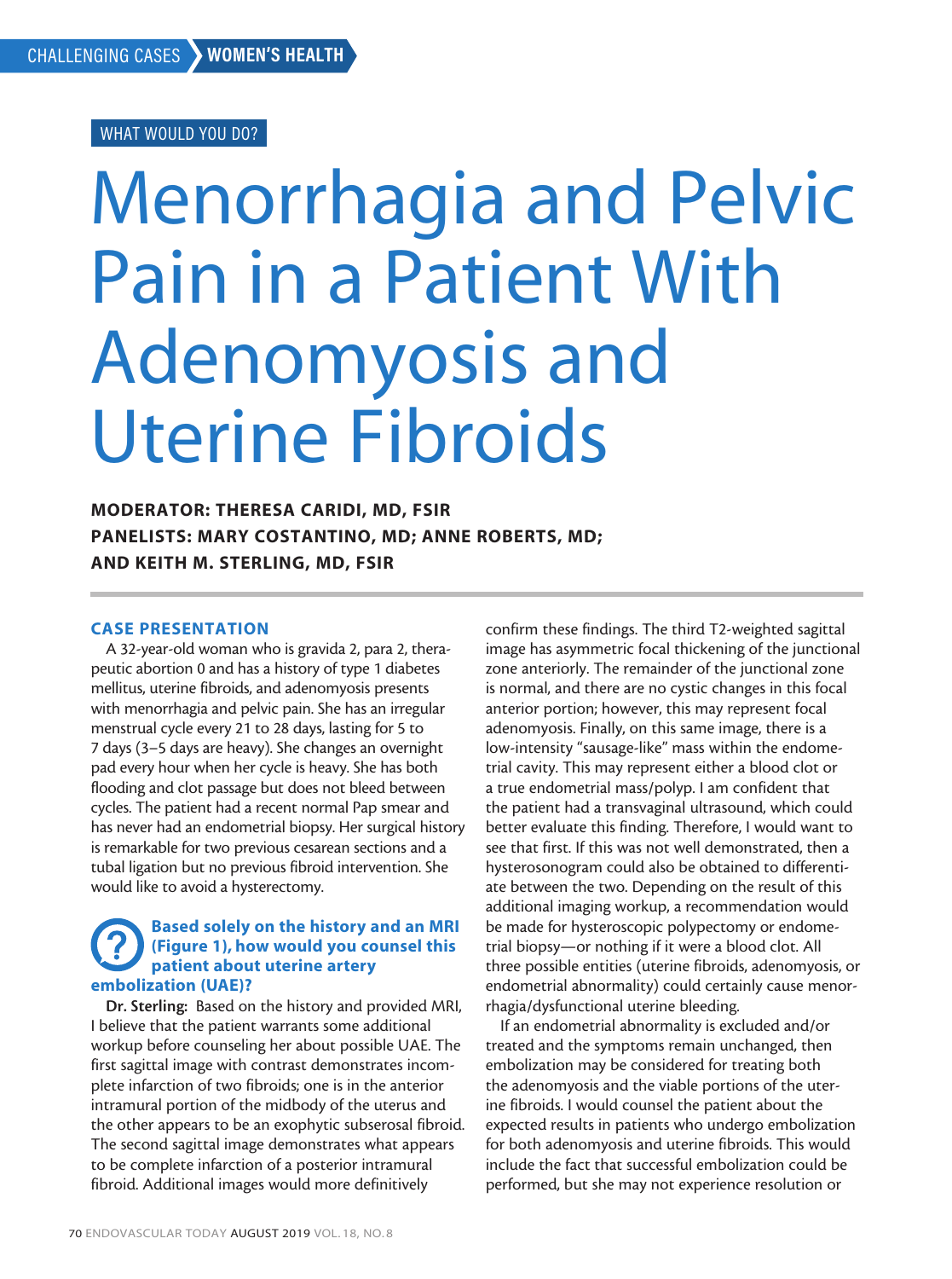CHALLENGING CASES WOMEN'S HEALTH

WHAT WOULD YOU DO?

# Menorrhagia and Pelvic Pain in a Patient With Adenomyosis and Uterine Fibroids

**MODERATOR: THERESA CARIDI, MD, FSIR**
**PANELISTS: MARY COSTANTINO, MD; ANNE ROBERTS, MD; AND KEITH M. STERLING, MD, FSIR**

## CASE PRESENTATION

A 32-year-old woman who is gravida 2, para 2, therapeutic abortion 0 and has a history of type 1 diabetes mellitus, uterine fibroids, and adenomyosis presents with menorrhagia and pelvic pain. She has an irregular menstrual cycle every 21 to 28 days, lasting for 5 to 7 days (3–5 days are heavy). She changes an overnight pad every hour when her cycle is heavy. She has both flooding and clot passage but does not bleed between cycles. The patient had a recent normal Pap smear and has never had an endometrial biopsy. Her surgical history is remarkable for two previous cesarean sections and a tubal ligation but no previous fibroid intervention. She would like to avoid a hysterectomy.

### Based solely on the history and an MRI (Figure 1), how would you counsel this patient about uterine artery embolization (UAE)?

**Dr. Sterling:** Based on the history and provided MRI, I believe that the patient warrants some additional workup before counseling her about possible UAE. The first sagittal image with contrast demonstrates incomplete infarction of two fibroids; one is in the anterior intramural portion of the midbody of the uterus and the other appears to be an exophytic subserosal fibroid. The second sagittal image demonstrates what appears to be complete infarction of a posterior intramural fibroid. Additional images would more definitively confirm these findings. The third T2-weighted sagittal image has asymmetric focal thickening of the junctional zone anteriorly. The remainder of the junctional zone is normal, and there are no cystic changes in this focal anterior portion; however, this may represent focal adenomyosis. Finally, on this same image, there is a low-intensity "sausage-like" mass within the endometrial cavity. This may represent either a blood clot or a true endometrial mass/polyp. I am confident that the patient had a transvaginal ultrasound, which could better evaluate this finding. Therefore, I would want to see that first. If this was not well demonstrated, then a hysterosonogram could also be obtained to differentiate between the two. Depending on the result of this additional imaging workup, a recommendation would be made for hysteroscopic polypectomy or endometrial biopsy—or nothing if it were a blood clot. All three possible entities (uterine fibroids, adenomyosis, or endometrial abnormality) could certainly cause menorrhagia/dysfunctional uterine bleeding.

If an endometrial abnormality is excluded and/or treated and the symptoms remain unchanged, then embolization may be considered for treating both the adenomyosis and the viable portions of the uterine fibroids. I would counsel the patient about the expected results in patients who undergo embolization for both adenomyosis and uterine fibroids. This would include the fact that successful embolization could be performed, but she may not experience resolution or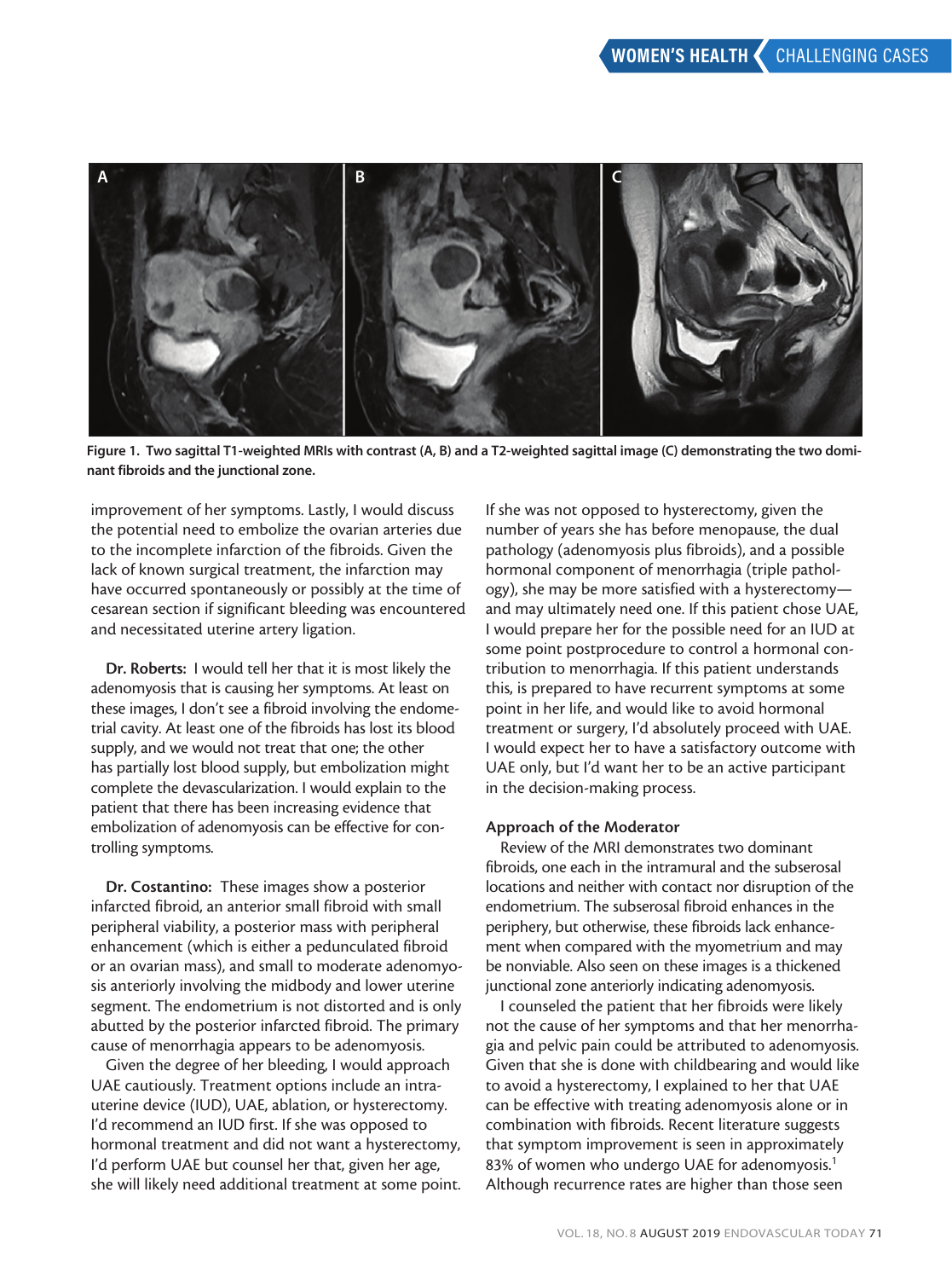Figure 1. Two sagittal T1-weighted MRIs with contrast (A, B) and a T2-weighted sagittal image (C) demonstrating the two dominant fibroids and the junctional zone.

improvement of her symptoms. Lastly, I would discuss the potential need to embolize the ovarian arteries due to the incomplete infarction of the fibroids. Given the lack of known surgical treatment, the infarction may have occurred spontaneously or possibly at the time of cesarean section if significant bleeding was encountered and necessitated uterine artery ligation.

**Dr. Roberts:** I would tell her that it is most likely the adenomyosis that is causing her symptoms. At least on these images, I don't see a fibroid involving the endometrial cavity. At least one of the fibroids has lost its blood supply, and we would not treat that one; the other has partially lost blood supply, but embolization might complete the devascularization. I would explain to the patient that there has been increasing evidence that embolization of adenomyosis can be effective for controlling symptoms.

**Dr. Costantino:** These images show a posterior infarcted fibroid, an anterior small fibroid with small peripheral viability, a posterior mass with peripheral enhancement (which is either a pedunculated fibroid or an ovarian mass), and small to moderate adenomyosis anteriorly involving the midbody and lower uterine segment. The endometrium is not distorted and is only abutted by the posterior infarcted fibroid. The primary cause of menorrhagia appears to be adenomyosis.

Given the degree of her bleeding, I would approach UAE cautiously. Treatment options include an intrauterine device (IUD), UAE, ablation, or hysterectomy. I'd recommend an IUD first. If she was opposed to hormonal treatment and did not want a hysterectomy, I'd perform UAE but counsel her that, given her age, she will likely need additional treatment at some point. If she was not opposed to hysterectomy, given the number of years she has before menopause, the dual pathology (adenomyosis plus fibroids), and a possible hormonal component of menorrhagia (triple pathology), she may be more satisfied with a hysterectomy—and may ultimately need one. If this patient chose UAE, I would prepare her for the possible need for an IUD at some point postprocedure to control a hormonal contribution to menorrhagia. If this patient understands this, is prepared to have recurrent symptoms at some point in her life, and would like to avoid hormonal treatment or surgery, I'd absolutely proceed with UAE. I would expect her to have a satisfactory outcome with UAE only, but I'd want her to be an active participant in the decision-making process.

## Approach of the Moderator

Review of the MRI demonstrates two dominant fibroids, one each in the intramural and the subserosal locations and neither with contact nor disruption of the endometrium. The subserosal fibroid enhances in the periphery, but otherwise, these fibroids lack enhancement when compared with the myometrium and may be nonviable. Also seen on these images is a thickened junctional zone anteriorly indicating adenomyosis.

I counseled the patient that her fibroids were likely not the cause of her symptoms and that her menorrhagia and pelvic pain could be attributed to adenomyosis. Given that she is done with childbearing and would like to avoid a hysterectomy, I explained to her that UAE can be effective with treating adenomyosis alone or in combination with fibroids. Recent literature suggests that symptom improvement is seen in approximately 83% of women who undergo UAE for adenomyosis.[1] Although recurrence rates are higher than those seen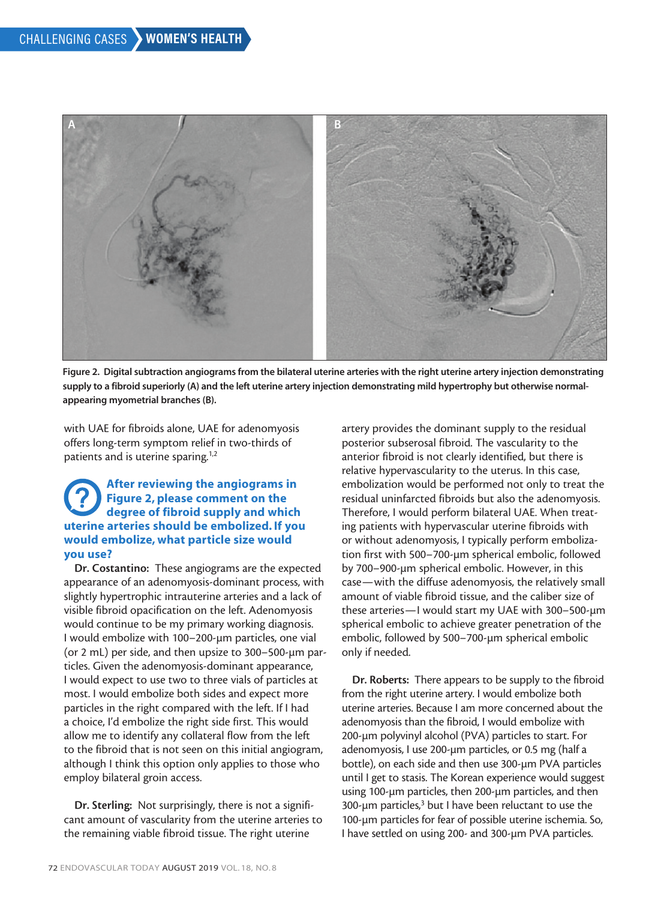Figure 2. Digital subtraction angiograms from the bilateral uterine arteries with the right uterine artery injection demonstrating supply to a fibroid superiorly (A) and the left uterine artery injection demonstrating mild hypertrophy but otherwise normal-appearing myometrial branches (B).

with UAE for fibroids alone, UAE for adenomyosis offers long-term symptom relief in two-thirds of patients and is uterine sparing.[1,2]

### After reviewing the angiograms in Figure 2, please comment on the degree of fibroid supply and which uterine arteries should be embolized. If you would embolize, what particle size would you use?

**Dr. Costantino:** These angiograms are the expected appearance of an adenomyosis-dominant process, with slightly hypertrophic intrauterine arteries and a lack of visible fibroid opacification on the left. Adenomyosis would continue to be my primary working diagnosis. I would embolize with 100–200-µm particles, one vial (or 2 mL) per side, and then upsize to 300–500-µm particles. Given the adenomyosis-dominant appearance, I would expect to use two to three vials of particles at most. I would embolize both sides and expect more particles in the right compared with the left. If I had a choice, I'd embolize the right side first. This would allow me to identify any collateral flow from the left to the fibroid that is not seen on this initial angiogram, although I think this option only applies to those who employ bilateral groin access.

**Dr. Sterling:** Not surprisingly, there is not a significant amount of vascularity from the uterine arteries to the remaining viable fibroid tissue. The right uterine artery provides the dominant supply to the residual posterior subserosal fibroid. The vascularity to the anterior fibroid is not clearly identified, but there is relative hypervascularity to the uterus. In this case, embolization would be performed not only to treat the residual uninfarcted fibroids but also the adenomyosis. Therefore, I would perform bilateral UAE. When treating patients with hypervascular uterine fibroids with or without adenomyosis, I typically perform embolization first with 500–700-µm spherical embolic, followed by 700–900-µm spherical embolic. However, in this case—with the diffuse adenomyosis, the relatively small amount of viable fibroid tissue, and the caliber size of these arteries—I would start my UAE with 300–500-µm spherical embolic to achieve greater penetration of the embolic, followed by 500–700-µm spherical embolic only if needed.

**Dr. Roberts:** There appears to be supply to the fibroid from the right uterine artery. I would embolize both uterine arteries. Because I am more concerned about the adenomyosis than the fibroid, I would embolize with 200-µm polyvinyl alcohol (PVA) particles to start. For adenomyosis, I use 200-µm particles, or 0.5 mg (half a bottle), on each side and then use 300-µm PVA particles until I get to stasis. The Korean experience would suggest using 100-µm particles, then 200-µm particles, and then 300-µm particles,[3] but I have been reluctant to use the 100-µm particles for fear of possible uterine ischemia. So, I have settled on using 200- and 300-µm PVA particles.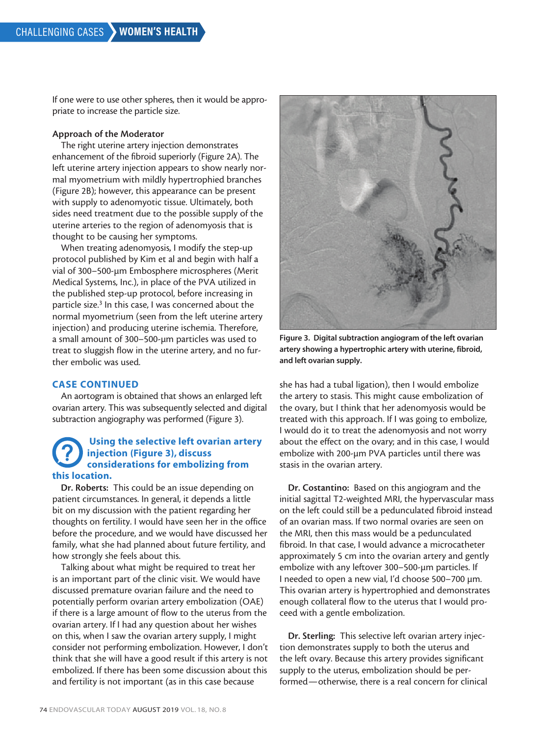If one were to use other spheres, then it would be appropriate to increase the particle size.

### Approach of the Moderator

The right uterine artery injection demonstrates enhancement of the fibroid superiorly (Figure 2A). The left uterine artery injection appears to show nearly normal myometrium with mildly hypertrophied branches (Figure 2B); however, this appearance can be present with supply to adenomyotic tissue. Ultimately, both sides need treatment due to the possible supply of the uterine arteries to the region of adenomyosis that is thought to be causing her symptoms.

When treating adenomyosis, I modify the step-up protocol published by Kim et al and begin with half a vial of 300–500-µm Embosphere microspheres (Merit Medical Systems, Inc.), in place of the PVA utilized in the published step-up protocol, before increasing in particle size.[3] In this case, I was concerned about the normal myometrium (seen from the left uterine artery injection) and producing uterine ischemia. Therefore, a small amount of 300–500-µm particles was used to treat to sluggish flow in the uterine artery, and no further embolic was used.

## CASE CONTINUED

An aortogram is obtained that shows an enlarged left ovarian artery. This was subsequently selected and digital subtraction angiography was performed (Figure 3).

Figure 3. Digital subtraction angiogram of the left ovarian artery showing a hypertrophic artery with uterine, fibroid, and left ovarian supply.

### Using the selective left ovarian artery injection (Figure 3), discuss considerations for embolizing from this location.

**Dr. Roberts:** This could be an issue depending on patient circumstances. In general, it depends a little bit on my discussion with the patient regarding her thoughts on fertility. I would have seen her in the office before the procedure, and we would have discussed her family, what she had planned about future fertility, and how strongly she feels about this.

Talking about what might be required to treat her is an important part of the clinic visit. We would have discussed premature ovarian failure and the need to potentially perform ovarian artery embolization (OAE) if there is a large amount of flow to the uterus from the ovarian artery. If I had any question about her wishes on this, when I saw the ovarian artery supply, I might consider not performing embolization. However, I don't think that she will have a good result if this artery is not embolized. If there has been some discussion about this and fertility is not important (as in this case because she has had a tubal ligation), then I would embolize the artery to stasis. This might cause embolization of the ovary, but I think that her adenomyosis would be treated with this approach. If I was going to embolize, I would do it to treat the adenomyosis and not worry about the effect on the ovary; and in this case, I would embolize with 200-µm PVA particles until there was stasis in the ovarian artery.

**Dr. Costantino:** Based on this angiogram and the initial sagittal T2-weighted MRI, the hypervascular mass on the left could still be a pedunculated fibroid instead of an ovarian mass. If two normal ovaries are seen on the MRI, then this mass would be a pedunculated fibroid. In that case, I would advance a microcatheter approximately 5 cm into the ovarian artery and gently embolize with any leftover 300–500-µm particles. If I needed to open a new vial, I'd choose 500–700 µm. This ovarian artery is hypertrophied and demonstrates enough collateral flow to the uterus that I would proceed with a gentle embolization.

**Dr. Sterling:** This selective left ovarian artery injection demonstrates supply to both the uterus and the left ovary. Because this artery provides significant supply to the uterus, embolization should be performed—otherwise, there is a real concern for clinical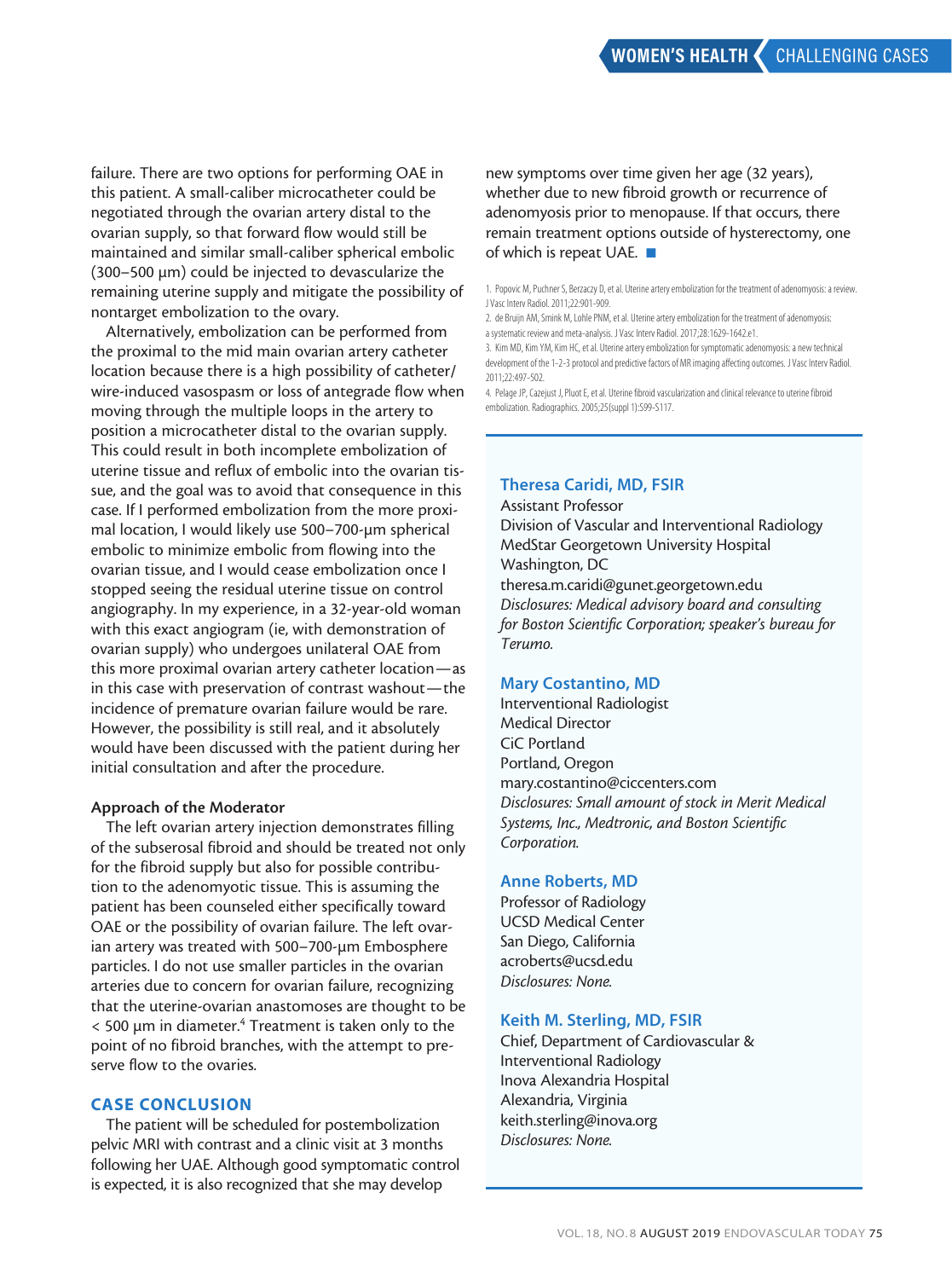failure. There are two options for performing OAE in this patient. A small-caliber microcatheter could be negotiated through the ovarian artery distal to the ovarian supply, so that forward flow would still be maintained and similar small-caliber spherical embolic (300–500 µm) could be injected to devascularize the remaining uterine supply and mitigate the possibility of nontarget embolization to the ovary.

Alternatively, embolization can be performed from the proximal to the mid main ovarian artery catheter location because there is a high possibility of catheter/wire-induced vasospasm or loss of antegrade flow when moving through the multiple loops in the artery to position a microcatheter distal to the ovarian supply. This could result in both incomplete embolization of uterine tissue and reflux of embolic into the ovarian tissue, and the goal was to avoid that consequence in this case. If I performed embolization from the more proximal location, I would likely use 500–700-µm spherical embolic to minimize embolic from flowing into the ovarian tissue, and I would cease embolization once I stopped seeing the residual uterine tissue on control angiography. In my experience, in a 32-year-old woman with this exact angiogram (ie, with demonstration of ovarian supply) who undergoes unilateral OAE from this more proximal ovarian artery catheter location—as in this case with preservation of contrast washout—the incidence of premature ovarian failure would be rare. However, the possibility is still real, and it absolutely would have been discussed with the patient during her initial consultation and after the procedure.

### Approach of the Moderator

The left ovarian artery injection demonstrates filling of the subserosal fibroid and should be treated not only for the fibroid supply but also for possible contribution to the adenomyotic tissue. This is assuming the patient has been counseled either specifically toward OAE or the possibility of ovarian failure. The left ovarian artery was treated with 500–700-µm Embosphere particles. I do not use smaller particles in the ovarian arteries due to concern for ovarian failure, recognizing that the uterine-ovarian anastomoses are thought to be < 500 µm in diameter.[4] Treatment is taken only to the point of no fibroid branches, with the attempt to preserve flow to the ovaries.

## CASE CONCLUSION

The patient will be scheduled for postembolization pelvic MRI with contrast and a clinic visit at 3 months following her UAE. Although good symptomatic control is expected, it is also recognized that she may develop new symptoms over time given her age (32 years), whether due to new fibroid growth or recurrence of adenomyosis prior to menopause. If that occurs, there remain treatment options outside of hysterectomy, one of which is repeat UAE. ■

1. Popovic M, Puchner S, Berzaczy D, et al. Uterine artery embolization for the treatment of adenomyosis: a review. J Vasc Interv Radiol. 2011;22:901-909.
2. de Bruijn AM, Smink M, Lohle PNM, et al. Uterine artery embolization for the treatment of adenomyosis: a systematic review and meta-analysis. J Vasc Interv Radiol. 2017;28:1629-1642.e1.
3. Kim MD, Kim YM, Kim HC, et al. Uterine artery embolization for symptomatic adenomyosis: a new technical development of the 1-2-3 protocol and predictive factors of MR imaging affecting outcomes. J Vasc Interv Radiol. 2011;22:497-502.
4. Pelage JP, Cazejust J, Pluot E, et al. Uterine fibroid vascularization and clinical relevance to uterine fibroid embolization. Radiographics. 2005;25(suppl 1):S99-S117.

---

**Theresa Caridi, MD, FSIR**
Assistant Professor
Division of Vascular and Interventional Radiology
MedStar Georgetown University Hospital
Washington, DC
theresa.m.caridi@gunet.georgetown.edu
*Disclosures: Medical advisory board and consulting for Boston Scientific Corporation; speaker's bureau for Terumo.*

**Mary Costantino, MD**
Interventional Radiologist
Medical Director
CiC Portland
Portland, Oregon
mary.costantino@ciccenters.com
*Disclosures: Small amount of stock in Merit Medical Systems, Inc., Medtronic, and Boston Scientific Corporation.*

**Anne Roberts, MD**
Professor of Radiology
UCSD Medical Center
San Diego, California
acroberts@ucsd.edu
*Disclosures: None.*

**Keith M. Sterling, MD, FSIR**
Chief, Department of Cardiovascular & Interventional Radiology
Inova Alexandria Hospital
Alexandria, Virginia
keith.sterling@inova.org
*Disclosures: None.*